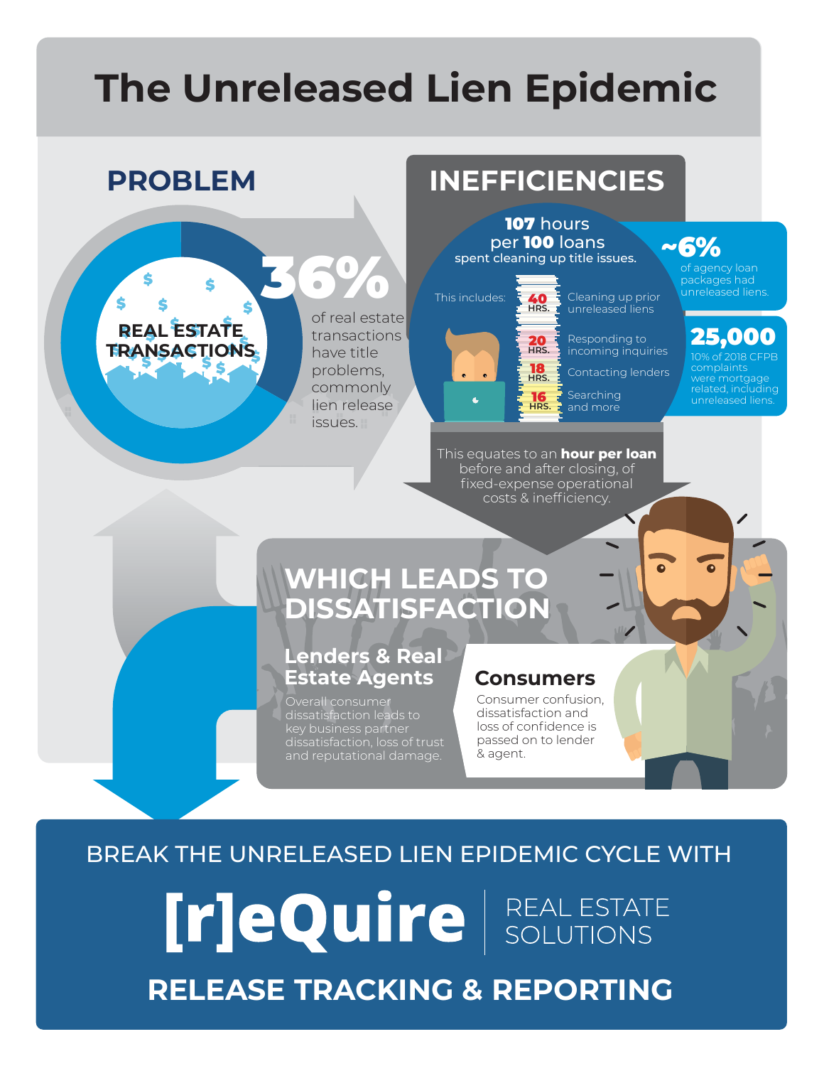# The Unreleased Lien Epidemic

## PROBLEM

REAL ESTATE TRANSACTIONS

**36%** of real estate transactions have title problems, commonly lien release issues.

## INEFFICIENCIES

**107** hours per **100** loans spent cleaning up title issues.

This includes:

- **40 HRS.** Cleaning up prior unreleased liens
- **20 HRS.** Responding to incoming inquiries
- **18 HRS.** Contacting lenders
- **16 HRS.** Searching and more

**~6%** of agency loan packages had unreleased liens.

**25,000** 10% of 2018 CFPB complaints were mortgage related, including unreleased liens.

This equates to an **hour per loan** before and after closing, of fixed-expense operational costs & inefficiency.

## WHICH LEADS TO DISSATISFACTION

### Lenders & Real Estate Agents

Overall consumer dissatisfaction leads to key business partner dissatisfaction, loss of trust and reputational damage.

### Consumers

Consumer confusion, dissatisfaction and loss of confidence is passed on to lender & agent.

BREAK THE UNRELEASED LIEN EPIDEMIC CYCLE WITH

**[r]eQuire** REAL ESTATE SOLUTIONS

**RELEASE TRACKING & REPORTING**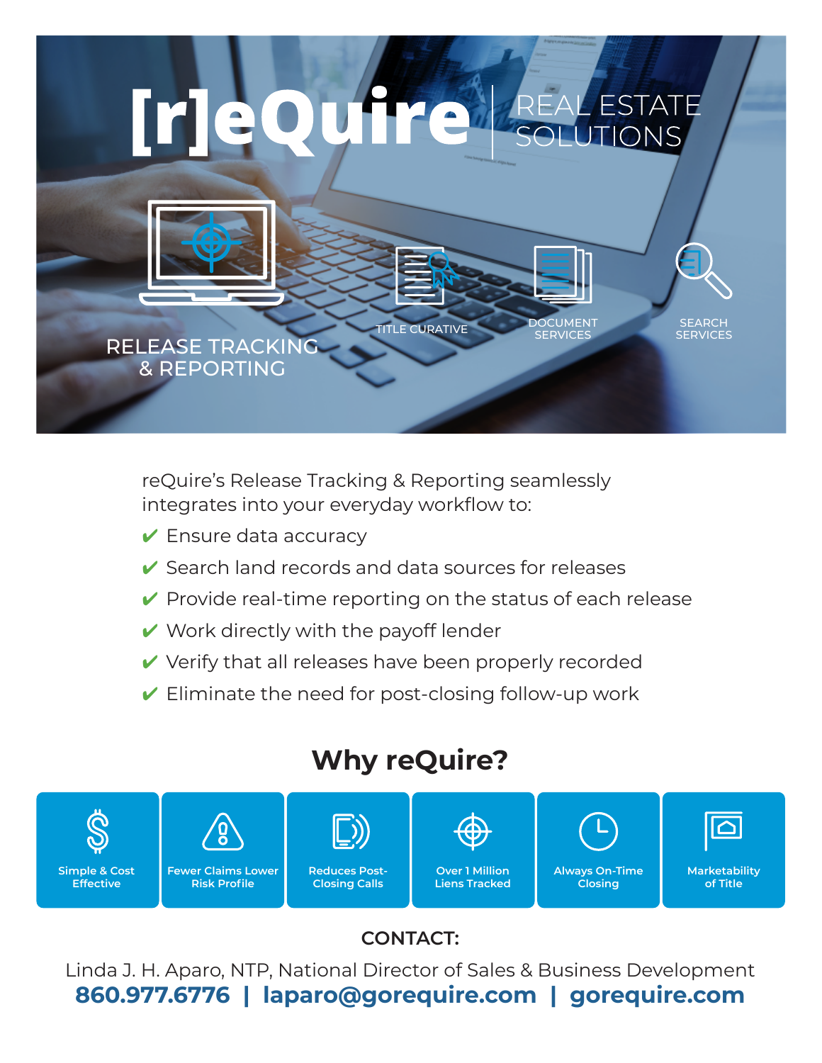# [r]eQuire | REAL ESTATE SOLUTIONS

RELEASE TRACKING & REPORTING

TITLE CURATIVE

DOCUMENT SERVICES

SEARCH SERVICES

reQuire's Release Tracking & Reporting seamlessly integrates into your everyday workflow to:

- ✔ Ensure data accuracy
- ✔ Search land records and data sources for releases
- ✔ Provide real-time reporting on the status of each release
- ✔ Work directly with the payoff lender
- ✔ Verify that all releases have been properly recorded
- ✔ Eliminate the need for post-closing follow-up work

## Why reQuire?

- Simple & Cost Effective
- Fewer Claims Lower Risk Profile
- Reduces Post-Closing Calls
- Over 1 Million Liens Tracked
- Always On-Time Closing
- Marketability of Title

**CONTACT:**

Linda J. H. Aparo, NTP, National Director of Sales & Business Development

**860.977.6776 | laparo@gorequire.com | gorequire.com**